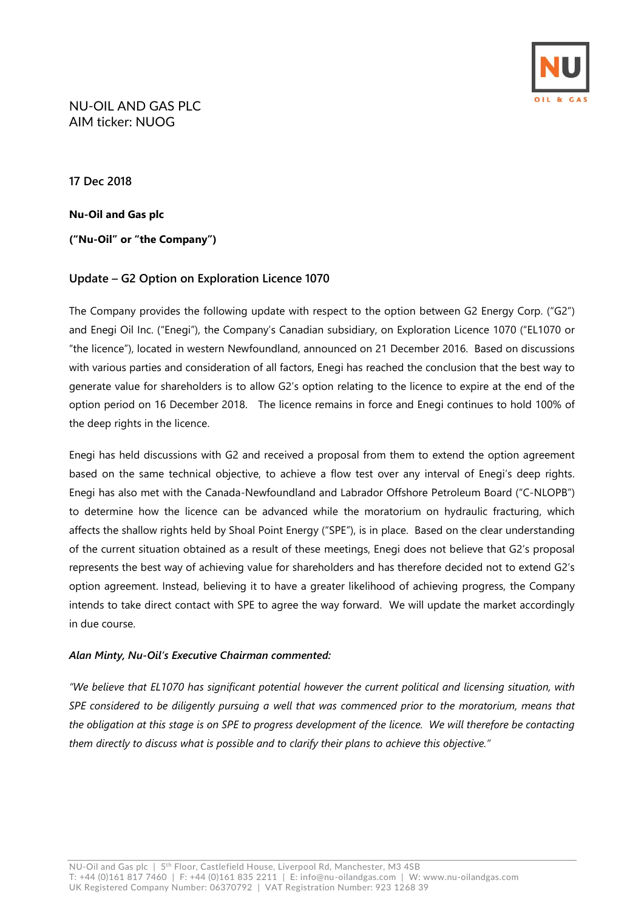NU-OIL AND GAS PLC
AIM ticker: NUOG

**17 Dec 2018**

**Nu-Oil and Gas plc**

**("Nu-Oil" or "the Company")**

## Update – G2 Option on Exploration Licence 1070

The Company provides the following update with respect to the option between G2 Energy Corp. ("G2") and Enegi Oil Inc. ("Enegi"), the Company's Canadian subsidiary, on Exploration Licence 1070 ("EL1070 or "the licence"), located in western Newfoundland, announced on 21 December 2016. Based on discussions with various parties and consideration of all factors, Enegi has reached the conclusion that the best way to generate value for shareholders is to allow G2's option relating to the licence to expire at the end of the option period on 16 December 2018. The licence remains in force and Enegi continues to hold 100% of the deep rights in the licence.

Enegi has held discussions with G2 and received a proposal from them to extend the option agreement based on the same technical objective, to achieve a flow test over any interval of Enegi's deep rights. Enegi has also met with the Canada-Newfoundland and Labrador Offshore Petroleum Board ("C-NLOPB") to determine how the licence can be advanced while the moratorium on hydraulic fracturing, which affects the shallow rights held by Shoal Point Energy ("SPE"), is in place. Based on the clear understanding of the current situation obtained as a result of these meetings, Enegi does not believe that G2's proposal represents the best way of achieving value for shareholders and has therefore decided not to extend G2's option agreement. Instead, believing it to have a greater likelihood of achieving progress, the Company intends to take direct contact with SPE to agree the way forward. We will update the market accordingly in due course.

***Alan Minty, Nu-Oil's Executive Chairman commented:***

*"We believe that EL1070 has significant potential however the current political and licensing situation, with SPE considered to be diligently pursuing a well that was commenced prior to the moratorium, means that the obligation at this stage is on SPE to progress development of the licence. We will therefore be contacting them directly to discuss what is possible and to clarify their plans to achieve this objective."*

NU-Oil and Gas plc | 5th Floor, Castlefield House, Liverpool Rd, Manchester, M3 4SB
T: +44 (0)161 817 7460 | F: +44 (0)161 835 2211 | E: info@nu-oilandgas.com | W: www.nu-oilandgas.com
UK Registered Company Number: 06370792 | VAT Registration Number: 923 1268 39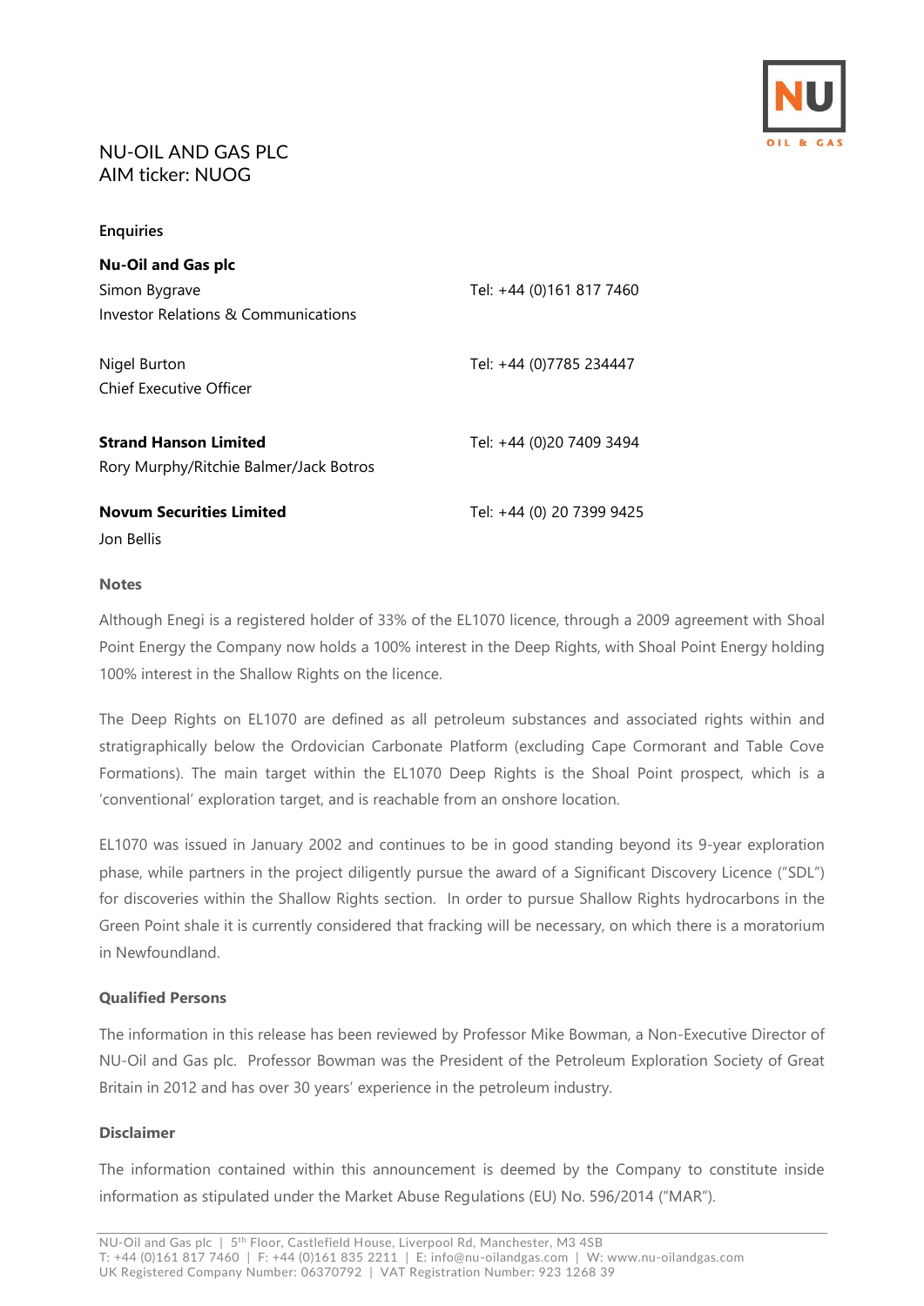NU-OIL AND GAS PLC
AIM ticker: NUOG

**Enquiries**

| | |
|---|---|
| **Nu-Oil and Gas plc** | |
| Simon Bygrave<br>Investor Relations & Communications | Tel: +44 (0)161 817 7460 |
| Nigel Burton<br>Chief Executive Officer | Tel: +44 (0)7785 234447 |
| **Strand Hanson Limited**<br>Rory Murphy/Ritchie Balmer/Jack Botros | Tel: +44 (0)20 7409 3494 |
| **Novum Securities Limited**<br>Jon Bellis | Tel: +44 (0) 20 7399 9425 |

**Notes**

Although Enegi is a registered holder of 33% of the EL1070 licence, through a 2009 agreement with Shoal Point Energy the Company now holds a 100% interest in the Deep Rights, with Shoal Point Energy holding 100% interest in the Shallow Rights on the licence.

The Deep Rights on EL1070 are defined as all petroleum substances and associated rights within and stratigraphically below the Ordovician Carbonate Platform (excluding Cape Cormorant and Table Cove Formations). The main target within the EL1070 Deep Rights is the Shoal Point prospect, which is a 'conventional' exploration target, and is reachable from an onshore location.

EL1070 was issued in January 2002 and continues to be in good standing beyond its 9-year exploration phase, while partners in the project diligently pursue the award of a Significant Discovery Licence ("SDL") for discoveries within the Shallow Rights section. In order to pursue Shallow Rights hydrocarbons in the Green Point shale it is currently considered that fracking will be necessary, on which there is a moratorium in Newfoundland.

**Qualified Persons**

The information in this release has been reviewed by Professor Mike Bowman, a Non-Executive Director of NU-Oil and Gas plc. Professor Bowman was the President of the Petroleum Exploration Society of Great Britain in 2012 and has over 30 years' experience in the petroleum industry.

**Disclaimer**

The information contained within this announcement is deemed by the Company to constitute inside information as stipulated under the Market Abuse Regulations (EU) No. 596/2014 ("MAR").